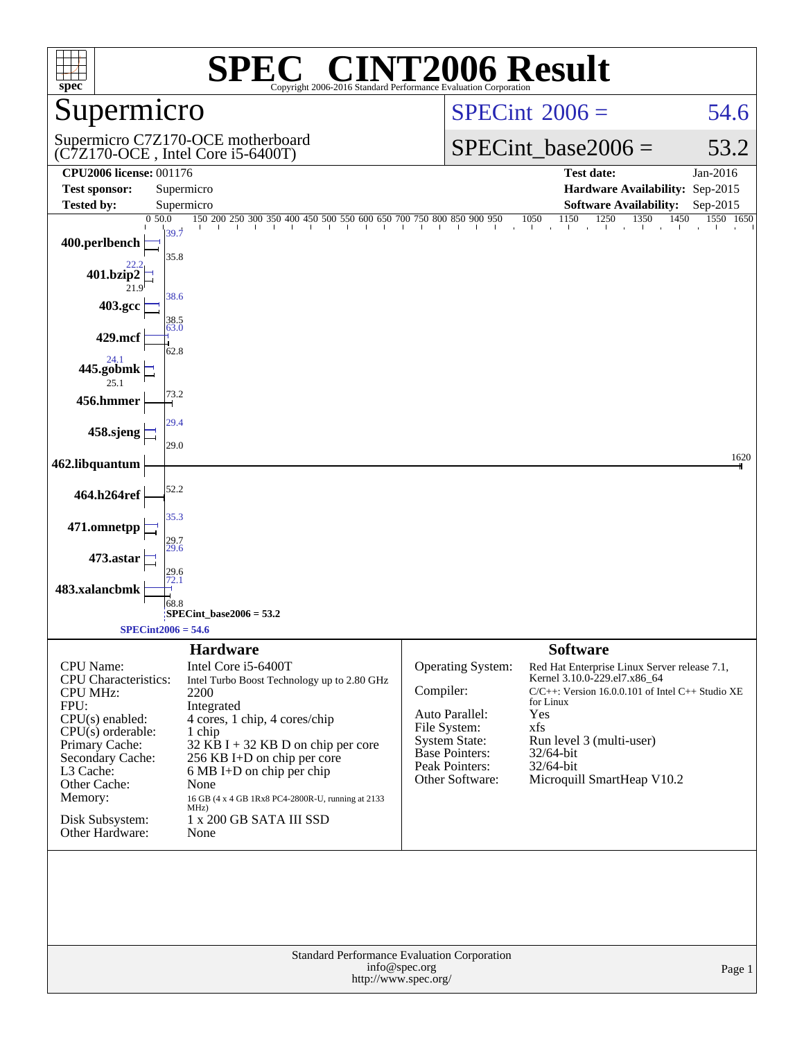# SPEC CINT2006 Result

Copyright 2006-2016 Standard Performance Evaluation Corporation

## Supermicro

Supermicro C7Z170-OCE motherboard
(C7Z170-OCE , Intel Core i5-6400T)

SPECint 2006 = 54.6

SPECint_base2006 = 53.2

| | | | |
|---|---|---|---|
| **CPU2006 license:** 001176 | | **Test date:** | Jan-2016 |
| **Test sponsor:** | Supermicro | **Hardware Availability:** | Sep-2015 |
| **Tested by:** | Supermicro | **Software Availability:** | Sep-2015 |

| Benchmark | Peak | Base |
|---|---|---|
| 400.perlbench | 39.7 | 35.8 |
| 401.bzip2 | 22.2 | 21.9 |
| 403.gcc | 38.6 | 38.5 |
| 429.mcf | 63.0 | 62.8 |
| 445.gobmk | 24.1 | 25.1 |
| 456.hmmer | | 73.2 |
| 458.sjeng | 29.4 | 29.0 |
| 462.libquantum | | 1620 |
| 464.h264ref | | 52.2 |
| 471.omnetpp | 35.3 | 29.7 |
| 473.astar | 29.6 | 29.6 |
| 483.xalancbmk | 72.1 | 68.8 |

SPECint_base2006 = 53.2

SPECint2006 = 54.6

## Hardware

| | |
|---|---|
| CPU Name: | Intel Core i5-6400T |
| CPU Characteristics: | Intel Turbo Boost Technology up to 2.80 GHz |
| CPU MHz: | 2200 |
| FPU: | Integrated |
| CPU(s) enabled: | 4 cores, 1 chip, 4 cores/chip |
| CPU(s) orderable: | 1 chip |
| Primary Cache: | 32 KB I + 32 KB D on chip per core |
| Secondary Cache: | 256 KB I+D on chip per core |
| L3 Cache: | 6 MB I+D on chip per chip |
| Other Cache: | None |
| Memory: | 16 GB (4 x 4 GB 1Rx8 PC4-2800R-U, running at 2133 MHz) |
| Disk Subsystem: | 1 x 200 GB SATA III SSD |
| Other Hardware: | None |

## Software

| | |
|---|---|
| Operating System: | Red Hat Enterprise Linux Server release 7.1, Kernel 3.10.0-229.el7.x86_64 |
| Compiler: | C/C++: Version 16.0.0.101 of Intel C++ Studio XE for Linux |
| Auto Parallel: | Yes |
| File System: | xfs |
| System State: | Run level 3 (multi-user) |
| Base Pointers: | 32/64-bit |
| Peak Pointers: | 32/64-bit |
| Other Software: | Microquill SmartHeap V10.2 |

Standard Performance Evaluation Corporation
info@spec.org
http://www.spec.org/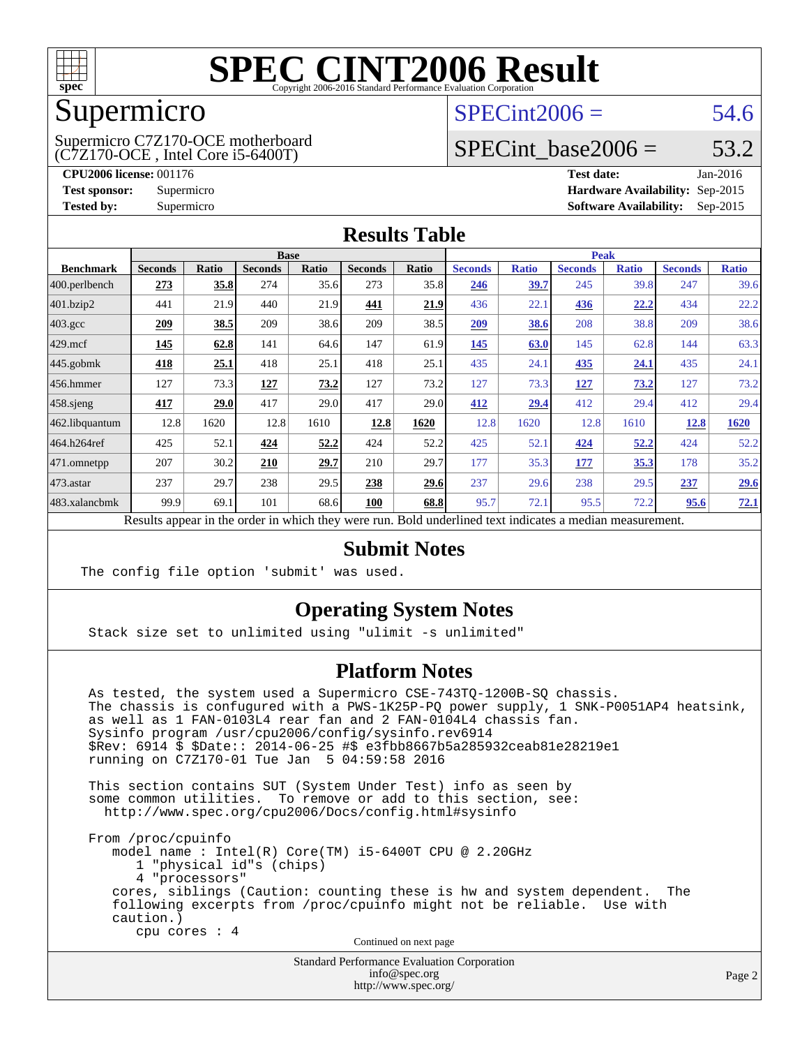# SPEC CINT2006 Result

Copyright 2006-2016 Standard Performance Evaluation Corporation

## Supermicro

Supermicro C7Z170-OCE motherboard (C7Z170-OCE , Intel Core i5-6400T)

SPECint2006 = 54.6

SPECint_base2006 = 53.2

**CPU2006 license:** 001176
**Test sponsor:** Supermicro
**Tested by:** Supermicro

**Test date:** Jan-2016
**Hardware Availability:** Sep-2015
**Software Availability:** Sep-2015

## Results Table

| Benchmark | Base | | | | | | Peak | | | | | |
|---|---|---|---|---|---|---|---|---|---|---|---|---|
| | Seconds | Ratio | Seconds | Ratio | Seconds | Ratio | Seconds | Ratio | Seconds | Ratio | Seconds | Ratio |
| 400.perlbench | **273** | **35.8** | 274 | 35.6 | 273 | 35.8 | **246** | **39.7** | 245 | 39.8 | 247 | 39.6 |
| 401.bzip2 | 441 | 21.9 | 440 | 21.9 | **441** | **21.9** | 436 | 22.1 | **436** | **22.2** | 434 | 22.2 |
| 403.gcc | **209** | **38.5** | 209 | 38.6 | 209 | 38.5 | **209** | **38.6** | 208 | 38.8 | 209 | 38.6 |
| 429.mcf | **145** | **62.8** | 141 | 64.6 | 147 | 61.9 | **145** | **63.0** | 145 | 62.8 | 144 | 63.3 |
| 445.gobmk | **418** | **25.1** | 418 | 25.1 | 418 | 25.1 | 435 | 24.1 | **435** | **24.1** | 435 | 24.1 |
| 456.hmmer | 127 | 73.3 | **127** | **73.2** | 127 | 73.2 | 127 | 73.3 | **127** | **73.2** | 127 | 73.2 |
| 458.sjeng | **417** | **29.0** | 417 | 29.0 | 417 | 29.0 | **412** | **29.4** | 412 | 29.4 | 412 | 29.4 |
| 462.libquantum | 12.8 | 1620 | 12.8 | 1610 | **12.8** | **1620** | 12.8 | 1620 | 12.8 | 1610 | **12.8** | **1620** |
| 464.h264ref | 425 | 52.1 | **424** | **52.2** | 424 | 52.2 | 425 | 52.1 | **424** | **52.2** | 424 | 52.2 |
| 471.omnetpp | 207 | 30.2 | **210** | **29.7** | 210 | 29.7 | 177 | 35.3 | **177** | **35.3** | 178 | 35.2 |
| 473.astar | 237 | 29.7 | 238 | 29.5 | **238** | **29.6** | 237 | 29.6 | 238 | 29.5 | **237** | **29.6** |
| 483.xalancbmk | 99.9 | 69.1 | 101 | 68.6 | **100** | **68.8** | 95.7 | 72.1 | 95.5 | 72.2 | **95.6** | **72.1** |

Results appear in the order in which they were run. Bold underlined text indicates a median measurement.

## Submit Notes

```
The config file option 'submit' was used.
```

## Operating System Notes

```
Stack size set to unlimited using "ulimit -s unlimited"
```

## Platform Notes

```
As tested, the system used a Supermicro CSE-743TQ-1200B-SQ chassis.
The chassis is confugured with a PWS-1K25P-PQ power supply, 1 SNK-P0051AP4 heatsink,
as well as 1 FAN-0103L4 rear fan and 2 FAN-0104L4 chassis fan.
Sysinfo program /usr/cpu2006/config/sysinfo.rev6914
$Rev: 6914 $ $Date:: 2014-06-25 #$ e3fbb8667b5a285932ceab81e28219e1
running on C7Z170-01 Tue Jan  5 04:59:58 2016

This section contains SUT (System Under Test) info as seen by
some common utilities.  To remove or add to this section, see:
  http://www.spec.org/cpu2006/Docs/config.html#sysinfo

From /proc/cpuinfo
   model name : Intel(R) Core(TM) i5-6400T CPU @ 2.20GHz
      1 "physical id"s (chips)
      4 "processors"
   cores, siblings (Caution: counting these is hw and system dependent.  The
   following excerpts from /proc/cpuinfo might not be reliable.  Use with
   caution.)
      cpu cores : 4
```

Continued on next page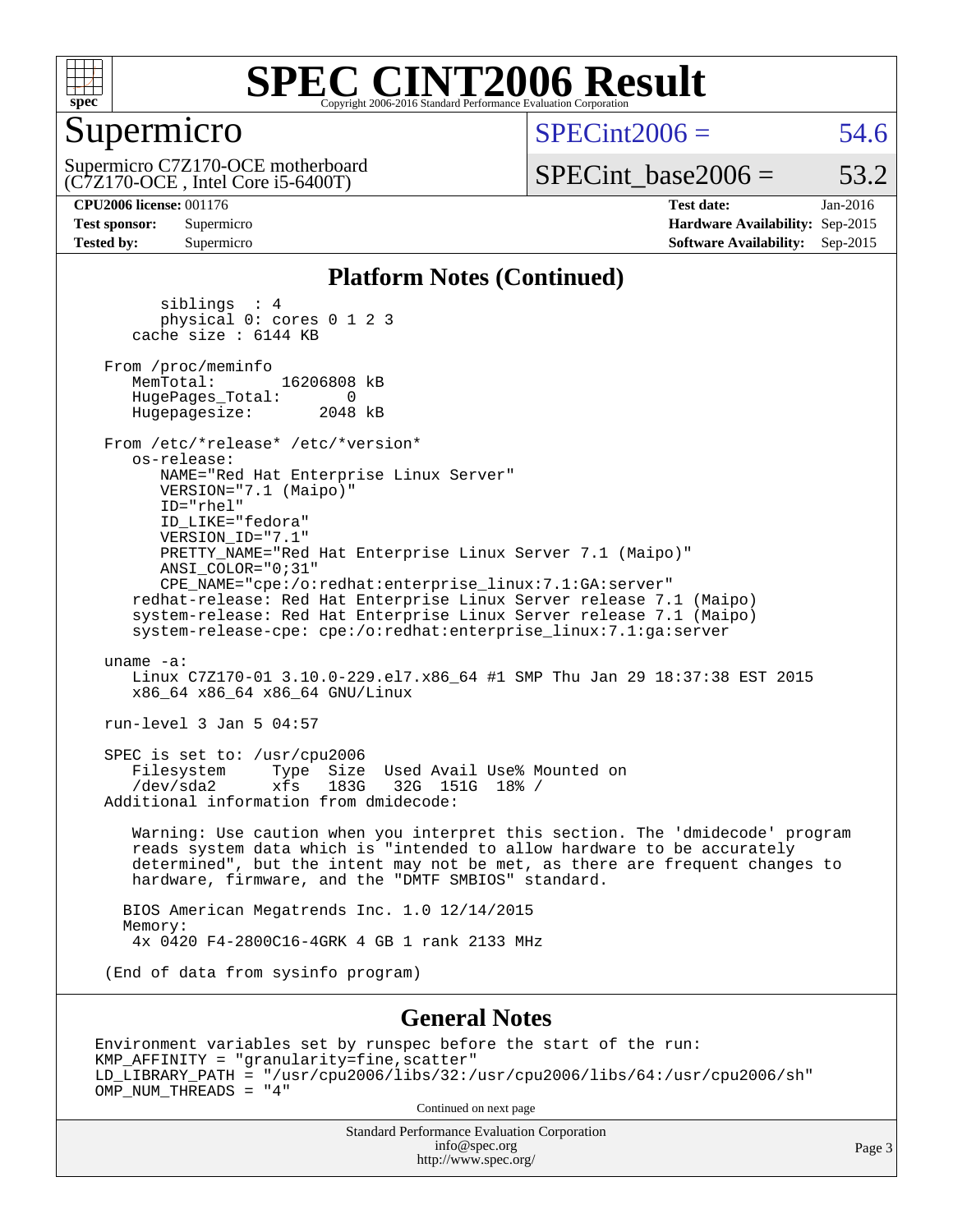# SPEC CINT2006 Result

Copyright 2006-2016 Standard Performance Evaluation Corporation

## Supermicro

Supermicro C7Z170-OCE motherboard (C7Z170-OCE , Intel Core i5-6400T)

SPECint2006 = 54.6

SPECint_base2006 = 53.2

| | | | |
|---|---|---|---|
| **CPU2006 license:** 001176 | | **Test date:** | Jan-2016 |
| **Test sponsor:** | Supermicro | **Hardware Availability:** | Sep-2015 |
| **Tested by:** | Supermicro | **Software Availability:** | Sep-2015 |

### Platform Notes (Continued)

```
        siblings  : 4
        physical 0: cores 0 1 2 3
     cache size : 6144 KB

  From /proc/meminfo
     MemTotal:       16206808 kB
     HugePages_Total:       0
     Hugepagesize:       2048 kB

  From /etc/*release* /etc/*version*
     os-release:
        NAME="Red Hat Enterprise Linux Server"
        VERSION="7.1 (Maipo)"
        ID="rhel"
        ID_LIKE="fedora"
        VERSION_ID="7.1"
        PRETTY_NAME="Red Hat Enterprise Linux Server 7.1 (Maipo)"
        ANSI_COLOR="0;31"
        CPE_NAME="cpe:/o:redhat:enterprise_linux:7.1:GA:server"
     redhat-release: Red Hat Enterprise Linux Server release 7.1 (Maipo)
     system-release: Red Hat Enterprise Linux Server release 7.1 (Maipo)
     system-release-cpe: cpe:/o:redhat:enterprise_linux:7.1:ga:server

  uname -a:
     Linux C7Z170-01 3.10.0-229.el7.x86_64 #1 SMP Thu Jan 29 18:37:38 EST 2015
     x86_64 x86_64 x86_64 GNU/Linux

  run-level 3 Jan 5 04:57

  SPEC is set to: /usr/cpu2006
     Filesystem     Type  Size  Used Avail Use% Mounted on
     /dev/sda2      xfs   183G   32G  151G  18% /
  Additional information from dmidecode:

     Warning: Use caution when you interpret this section. The 'dmidecode' program
     reads system data which is "intended to allow hardware to be accurately
     determined", but the intent may not be met, as there are frequent changes to
     hardware, firmware, and the "DMTF SMBIOS" standard.

    BIOS American Megatrends Inc. 1.0 12/14/2015
    Memory:
     4x 0420 F4-2800C16-4GRK 4 GB 1 rank 2133 MHz

  (End of data from sysinfo program)
```

### General Notes

```
Environment variables set by runspec before the start of the run:
KMP_AFFINITY = "granularity=fine,scatter"
LD_LIBRARY_PATH = "/usr/cpu2006/libs/32:/usr/cpu2006/libs/64:/usr/cpu2006/sh"
OMP_NUM_THREADS = "4"
```

Continued on next page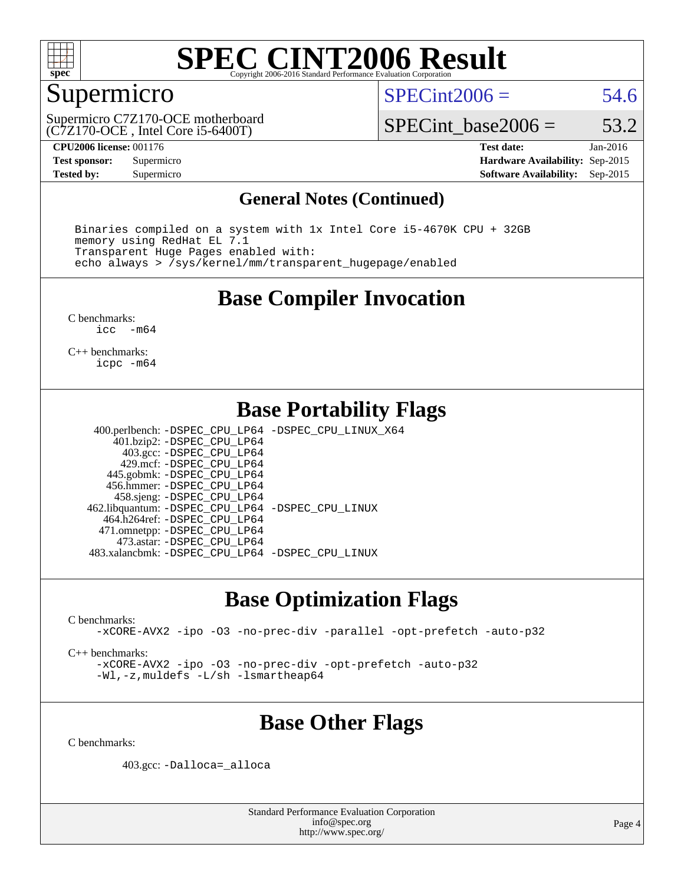# SPEC CINT2006 Result

Copyright 2006-2016 Standard Performance Evaluation Corporation

## Supermicro

Supermicro C7Z170-OCE motherboard
(C7Z170-OCE , Intel Core i5-6400T)

SPECint2006 = 54.6

SPECint_base2006 = 53.2

| | | | |
|---|---|---|---|
| **CPU2006 license:** 001176 | | **Test date:** | Jan-2016 |
| **Test sponsor:** | Supermicro | **Hardware Availability:** | Sep-2015 |
| **Tested by:** | Supermicro | **Software Availability:** | Sep-2015 |

## General Notes (Continued)

```
Binaries compiled on a system with 1x Intel Core i5-4670K CPU + 32GB
memory using RedHat EL 7.1
Transparent Huge Pages enabled with:
echo always > /sys/kernel/mm/transparent_hugepage/enabled
```

## Base Compiler Invocation

C benchmarks:
 icc -m64

C++ benchmarks:
 icpc -m64

## Base Portability Flags

400.perlbench: -DSPEC_CPU_LP64 -DSPEC_CPU_LINUX_X64
401.bzip2: -DSPEC_CPU_LP64
403.gcc: -DSPEC_CPU_LP64
429.mcf: -DSPEC_CPU_LP64
445.gobmk: -DSPEC_CPU_LP64
456.hmmer: -DSPEC_CPU_LP64
458.sjeng: -DSPEC_CPU_LP64
462.libquantum: -DSPEC_CPU_LP64 -DSPEC_CPU_LINUX
464.h264ref: -DSPEC_CPU_LP64
471.omnetpp: -DSPEC_CPU_LP64
473.astar: -DSPEC_CPU_LP64
483.xalancbmk: -DSPEC_CPU_LP64 -DSPEC_CPU_LINUX

## Base Optimization Flags

C benchmarks:
 -xCORE-AVX2 -ipo -O3 -no-prec-div -parallel -opt-prefetch -auto-p32

C++ benchmarks:
 -xCORE-AVX2 -ipo -O3 -no-prec-div -opt-prefetch -auto-p32
 -Wl,-z,muldefs -L/sh -lsmartheap64

## Base Other Flags

C benchmarks:

403.gcc: -Dalloca=_alloca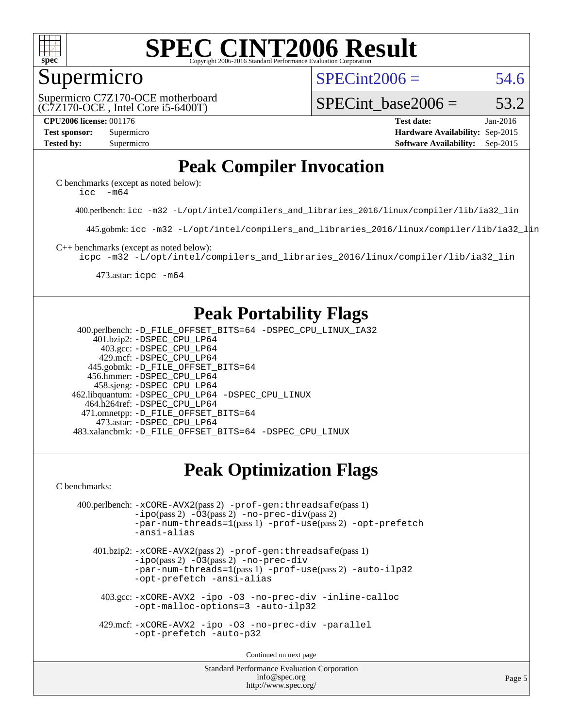# SPEC CINT2006 Result

Copyright 2006-2016 Standard Performance Evaluation Corporation

## Supermicro

Supermicro C7Z170-OCE motherboard
(C7Z170-OCE , Intel Core i5-6400T)

SPECint2006 = 54.6

SPECint_base2006 = 53.2

| | | | |
|---|---|---|---|
| **CPU2006 license:** 001176 | | **Test date:** | Jan-2016 |
| **Test sponsor:** | Supermicro | **Hardware Availability:** | Sep-2015 |
| **Tested by:** | Supermicro | **Software Availability:** | Sep-2015 |

## Peak Compiler Invocation

C benchmarks (except as noted below):
`icc -m64`

400.perlbench: `icc -m32 -L/opt/intel/compilers_and_libraries_2016/linux/compiler/lib/ia32_lin`

445.gobmk: `icc -m32 -L/opt/intel/compilers_and_libraries_2016/linux/compiler/lib/ia32_lin`

C++ benchmarks (except as noted below):
`icpc -m32 -L/opt/intel/compilers_and_libraries_2016/linux/compiler/lib/ia32_lin`

473.astar: `icpc -m64`

## Peak Portability Flags

400.perlbench: `-D_FILE_OFFSET_BITS=64 -DSPEC_CPU_LINUX_IA32`
401.bzip2: `-DSPEC_CPU_LP64`
403.gcc: `-DSPEC_CPU_LP64`
429.mcf: `-DSPEC_CPU_LP64`
445.gobmk: `-D_FILE_OFFSET_BITS=64`
456.hmmer: `-DSPEC_CPU_LP64`
458.sjeng: `-DSPEC_CPU_LP64`
462.libquantum: `-DSPEC_CPU_LP64 -DSPEC_CPU_LINUX`
464.h264ref: `-DSPEC_CPU_LP64`
471.omnetpp: `-D_FILE_OFFSET_BITS=64`
473.astar: `-DSPEC_CPU_LP64`
483.xalancbmk: `-D_FILE_OFFSET_BITS=64 -DSPEC_CPU_LINUX`

## Peak Optimization Flags

C benchmarks:

400.perlbench: `-xCORE-AVX2`(pass 2) `-prof-gen:threadsafe`(pass 1) `-ipo`(pass 2) `-O3`(pass 2) `-no-prec-div`(pass 2) `-par-num-threads=1`(pass 1) `-prof-use`(pass 2) `-opt-prefetch` `-ansi-alias`

401.bzip2: `-xCORE-AVX2`(pass 2) `-prof-gen:threadsafe`(pass 1) `-ipo`(pass 2) `-O3`(pass 2) `-no-prec-div` `-par-num-threads=1`(pass 1) `-prof-use`(pass 2) `-auto-ilp32` `-opt-prefetch -ansi-alias`

403.gcc: `-xCORE-AVX2 -ipo -O3 -no-prec-div -inline-calloc -opt-malloc-options=3 -auto-ilp32`

429.mcf: `-xCORE-AVX2 -ipo -O3 -no-prec-div -parallel -opt-prefetch -auto-p32`

Continued on next page

Standard Performance Evaluation Corporation
info@spec.org
http://www.spec.org/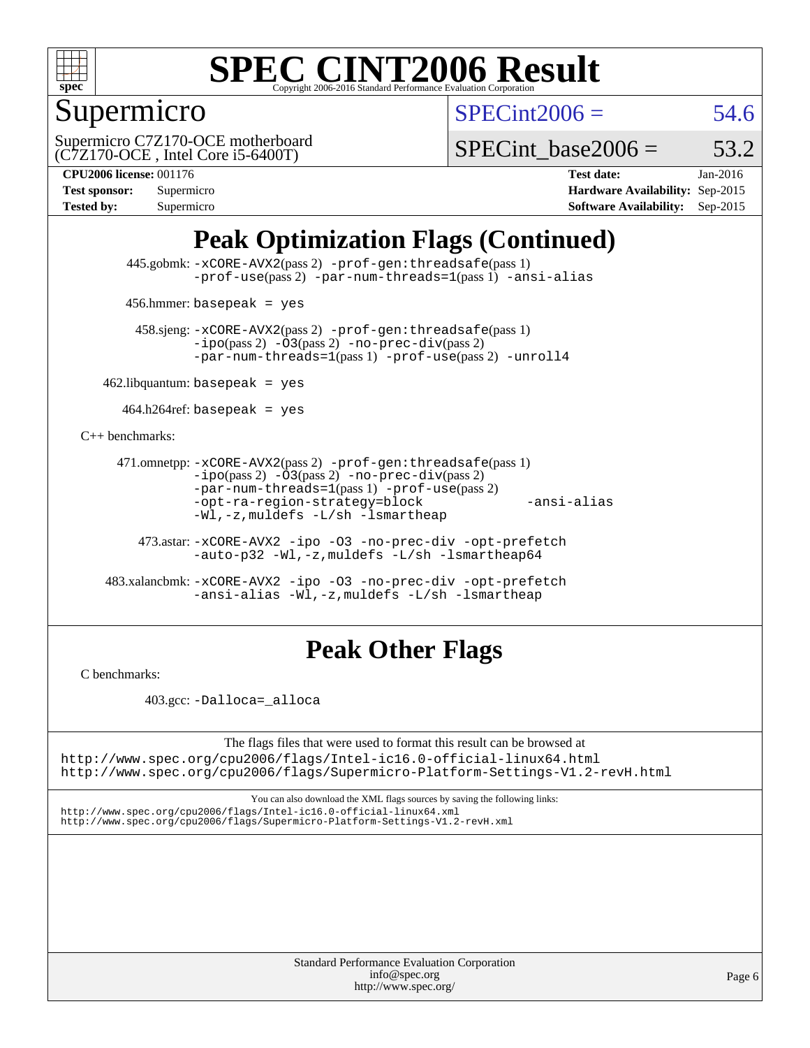# SPEC CINT2006 Result

Copyright 2006-2016 Standard Performance Evaluation Corporation

## Supermicro

Supermicro C7Z170-OCE motherboard
(C7Z170-OCE , Intel Core i5-6400T)

SPECint2006 = 54.6

SPECint_base2006 = 53.2

**CPU2006 license:** 001176
**Test sponsor:** Supermicro
**Tested by:** Supermicro

**Test date:** Jan-2016
**Hardware Availability:** Sep-2015
**Software Availability:** Sep-2015

## Peak Optimization Flags (Continued)

445.gobmk: -xCORE-AVX2(pass 2) -prof-gen:threadsafe(pass 1) -prof-use(pass 2) -par-num-threads=1(pass 1) -ansi-alias

456.hmmer: basepeak = yes

458.sjeng: -xCORE-AVX2(pass 2) -prof-gen:threadsafe(pass 1) -ipo(pass 2) -O3(pass 2) -no-prec-div(pass 2) -par-num-threads=1(pass 1) -prof-use(pass 2) -unroll4

462.libquantum: basepeak = yes

464.h264ref: basepeak = yes

C++ benchmarks:

471.omnetpp: -xCORE-AVX2(pass 2) -prof-gen:threadsafe(pass 1) -ipo(pass 2) -O3(pass 2) -no-prec-div(pass 2) -par-num-threads=1(pass 1) -prof-use(pass 2) -opt-ra-region-strategy=block -ansi-alias -Wl,-z,muldefs -L/sh -lsmartheap

473.astar: -xCORE-AVX2 -ipo -O3 -no-prec-div -opt-prefetch -auto-p32 -Wl,-z,muldefs -L/sh -lsmartheap64

483.xalancbmk: -xCORE-AVX2 -ipo -O3 -no-prec-div -opt-prefetch -ansi-alias -Wl,-z,muldefs -L/sh -lsmartheap

## Peak Other Flags

C benchmarks:

403.gcc: -Dalloca=_alloca

The flags files that were used to format this result can be browsed at
http://www.spec.org/cpu2006/flags/Intel-ic16.0-official-linux64.html
http://www.spec.org/cpu2006/flags/Supermicro-Platform-Settings-V1.2-revH.html

You can also download the XML flags sources by saving the following links:
http://www.spec.org/cpu2006/flags/Intel-ic16.0-official-linux64.xml
http://www.spec.org/cpu2006/flags/Supermicro-Platform-Settings-V1.2-revH.xml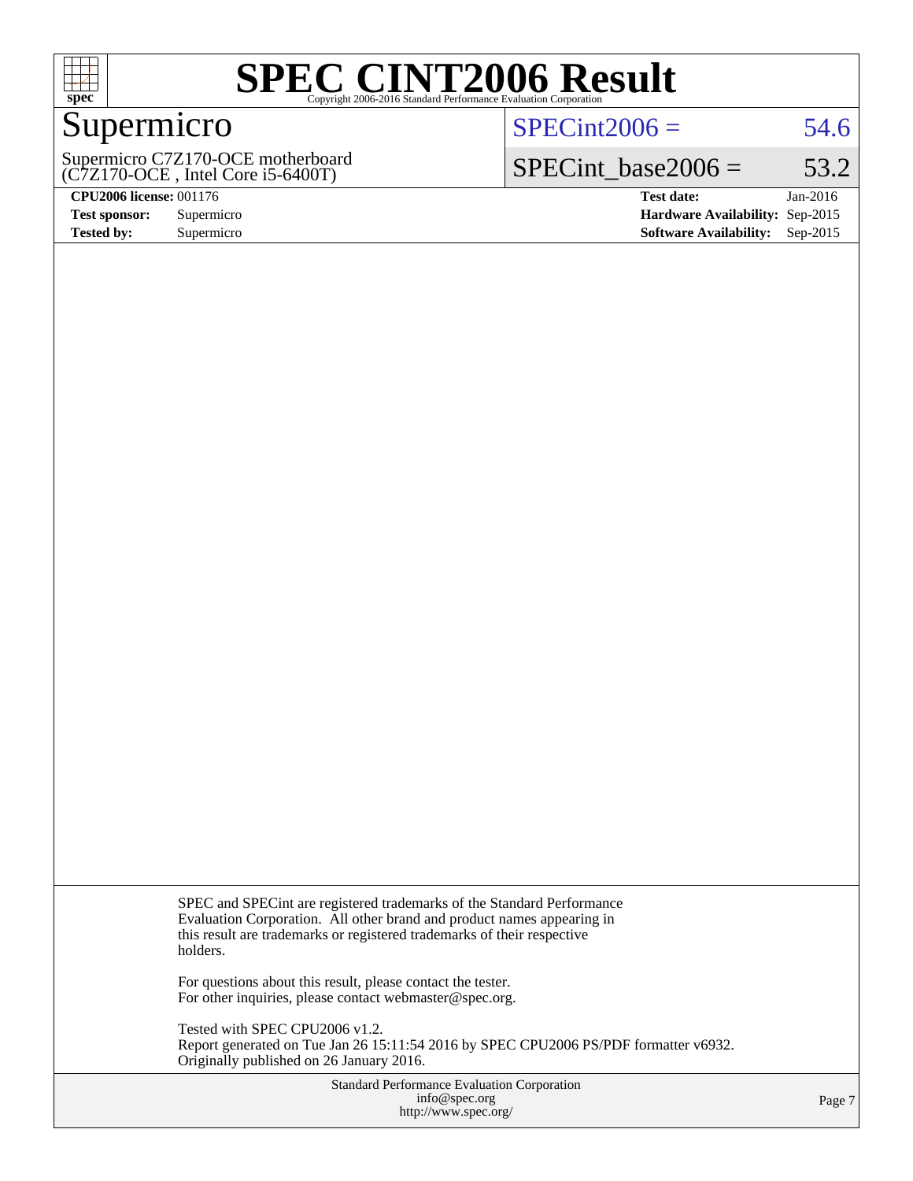# SPEC CINT2006 Result

Copyright 2006-2016 Standard Performance Evaluation Corporation

## Supermicro

Supermicro C7Z170-OCE motherboard
(C7Z170-OCE , Intel Core i5-6400T)

SPECint2006 = 54.6

SPECint_base2006 = 53.2

**CPU2006 license:** 001176
**Test sponsor:** Supermicro
**Tested by:** Supermicro

**Test date:** Jan-2016
**Hardware Availability:** Sep-2015
**Software Availability:** Sep-2015

SPEC and SPECint are registered trademarks of the Standard Performance Evaluation Corporation. All other brand and product names appearing in this result are trademarks or registered trademarks of their respective holders.

For questions about this result, please contact the tester.
For other inquiries, please contact webmaster@spec.org.

Tested with SPEC CPU2006 v1.2.
Report generated on Tue Jan 26 15:11:54 2016 by SPEC CPU2006 PS/PDF formatter v6932.
Originally published on 26 January 2016.

Standard Performance Evaluation Corporation
info@spec.org
http://www.spec.org/